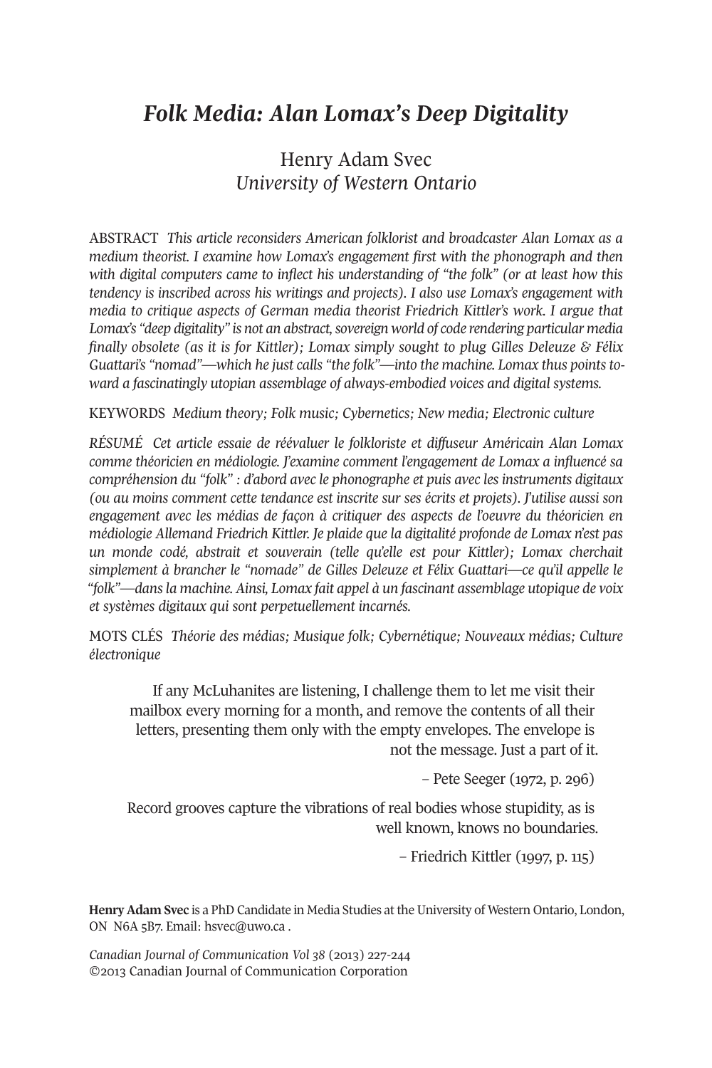# *Folk Media: Alan Lomax's Deep Digitality*

Henry Adam Svec
*University of Western Ontario*

ABSTRACT *This article reconsiders American folklorist and broadcaster Alan Lomax as a medium theorist. I examine how Lomax's engagement first with the phonograph and then with digital computers came to inflect his understanding of "the folk" (or at least how this tendency is inscribed across his writings and projects). I also use Lomax's engagement with media to critique aspects of German media theorist Friedrich Kittler's work. I argue that Lomax's "deep digitality" is not an abstract, sovereign world of code rendering particular media finally obsolete (as it is for Kittler); Lomax simply sought to plug Gilles Deleuze & Félix Guattari's "nomad"—which he just calls "the folk"—into the machine. Lomax thus points toward a fascinatingly utopian assemblage of always-embodied voices and digital systems.*

KEYWORDS *Medium theory; Folk music; Cybernetics; New media; Electronic culture*

*RÉSUMÉ Cet article essaie de réévaluer le folkloriste et diffuseur Américain Alan Lomax comme théoricien en médiologie. J'examine comment l'engagement de Lomax a influencé sa compréhension du "folk" : d'abord avec le phonographe et puis avec les instruments digitaux (ou au moins comment cette tendance est inscrite sur ses écrits et projets). J'utilise aussi son engagement avec les médias de façon à critiquer des aspects de l'oeuvre du théoricien en médiologie Allemand Friedrich Kittler. Je plaide que la digitalité profonde de Lomax n'est pas un monde codé, abstrait et souverain (telle qu'elle est pour Kittler); Lomax cherchait simplement à brancher le "nomade" de Gilles Deleuze et Félix Guattari—ce qu'il appelle le "folk"—dans la machine. Ainsi, Lomax fait appel à un fascinant assemblage utopique de voix et systèmes digitaux qui sont perpetuellement incarnés.*

MOTS CLÉS *Théorie des médias; Musique folk; Cybernétique; Nouveaux médias; Culture électronique*

> If any McLuhanites are listening, I challenge them to let me visit their mailbox every morning for a month, and remove the contents of all their letters, presenting them only with the empty envelopes. The envelope is not the message. Just a part of it.
>
> – Pete Seeger (1972, p. 296)

> Record grooves capture the vibrations of real bodies whose stupidity, as is well known, knows no boundaries.
>
> – Friedrich Kittler (1997, p. 115)

**Henry Adam Svec** is a PhD Candidate in Media Studies at the University of Western Ontario, London, ON N6A 5B7. Email: hsvec@uwo.ca .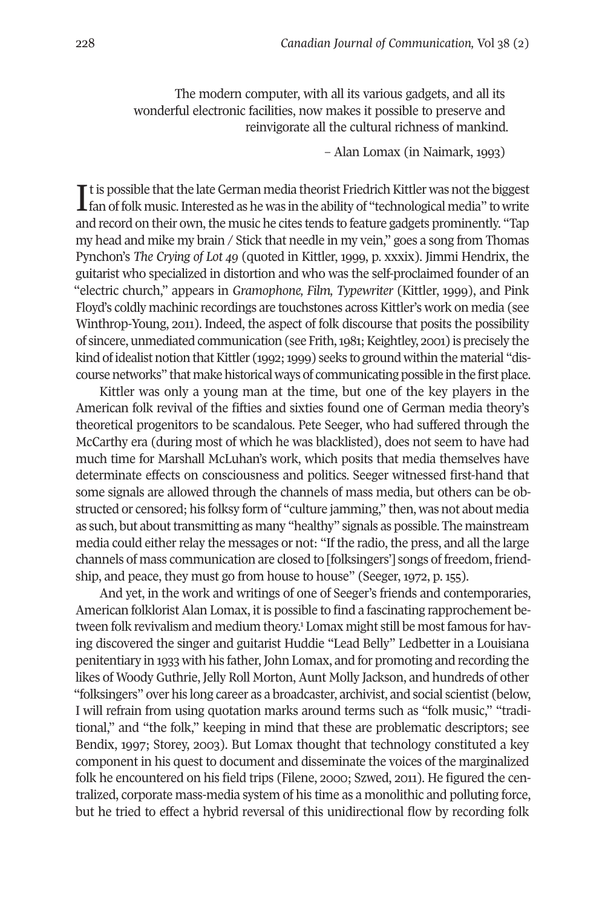> The modern computer, with all its various gadgets, and all its wonderful electronic facilities, now makes it possible to preserve and reinvigorate all the cultural richness of mankind.
>
> – Alan Lomax (in Naimark, 1993)

It is possible that the late German media theorist Friedrich Kittler was not the biggest fan of folk music. Interested as he was in the ability of "technological media" to write and record on their own, the music he cites tends to feature gadgets prominently. "Tap my head and mike my brain / Stick that needle in my vein," goes a song from Thomas Pynchon's *The Crying of Lot 49* (quoted in Kittler, 1999, p. xxxix). Jimmi Hendrix, the guitarist who specialized in distortion and who was the self-proclaimed founder of an "electric church," appears in *Gramophone, Film, Typewriter* (Kittler, 1999), and Pink Floyd's coldly machinic recordings are touchstones across Kittler's work on media (see Winthrop-Young, 2011). Indeed, the aspect of folk discourse that posits the possibility of sincere, unmediated communication (see Frith, 1981; Keightley, 2001) is precisely the kind of idealist notion that Kittler (1992; 1999) seeks to ground within the material "discourse networks" that make historical ways of communicating possible in the first place.

Kittler was only a young man at the time, but one of the key players in the American folk revival of the fifties and sixties found one of German media theory's theoretical progenitors to be scandalous. Pete Seeger, who had suffered through the McCarthy era (during most of which he was blacklisted), does not seem to have had much time for Marshall McLuhan's work, which posits that media themselves have determinate effects on consciousness and politics. Seeger witnessed first-hand that some signals are allowed through the channels of mass media, but others can be obstructed or censored; his folksy form of "culture jamming," then, was not about media as such, but about transmitting as many "healthy" signals as possible. The mainstream media could either relay the messages or not: "If the radio, the press, and all the large channels of mass communication are closed to [folksingers'] songs of freedom, friendship, and peace, they must go from house to house" (Seeger, 1972, p. 155).

And yet, in the work and writings of one of Seeger's friends and contemporaries, American folklorist Alan Lomax, it is possible to find a fascinating rapprochement between folk revivalism and medium theory.[1] Lomax might still be most famous for having discovered the singer and guitarist Huddie "Lead Belly" Ledbetter in a Louisiana penitentiary in 1933 with his father, John Lomax, and for promoting and recording the likes of Woody Guthrie, Jelly Roll Morton, Aunt Molly Jackson, and hundreds of other "folksingers" over his long career as a broadcaster, archivist, and social scientist (below, I will refrain from using quotation marks around terms such as "folk music," "traditional," and "the folk," keeping in mind that these are problematic descriptors; see Bendix, 1997; Storey, 2003). But Lomax thought that technology constituted a key component in his quest to document and disseminate the voices of the marginalized folk he encountered on his field trips (Filene, 2000; Szwed, 2011). He figured the centralized, corporate mass-media system of his time as a monolithic and polluting force, but he tried to effect a hybrid reversal of this unidirectional flow by recording folk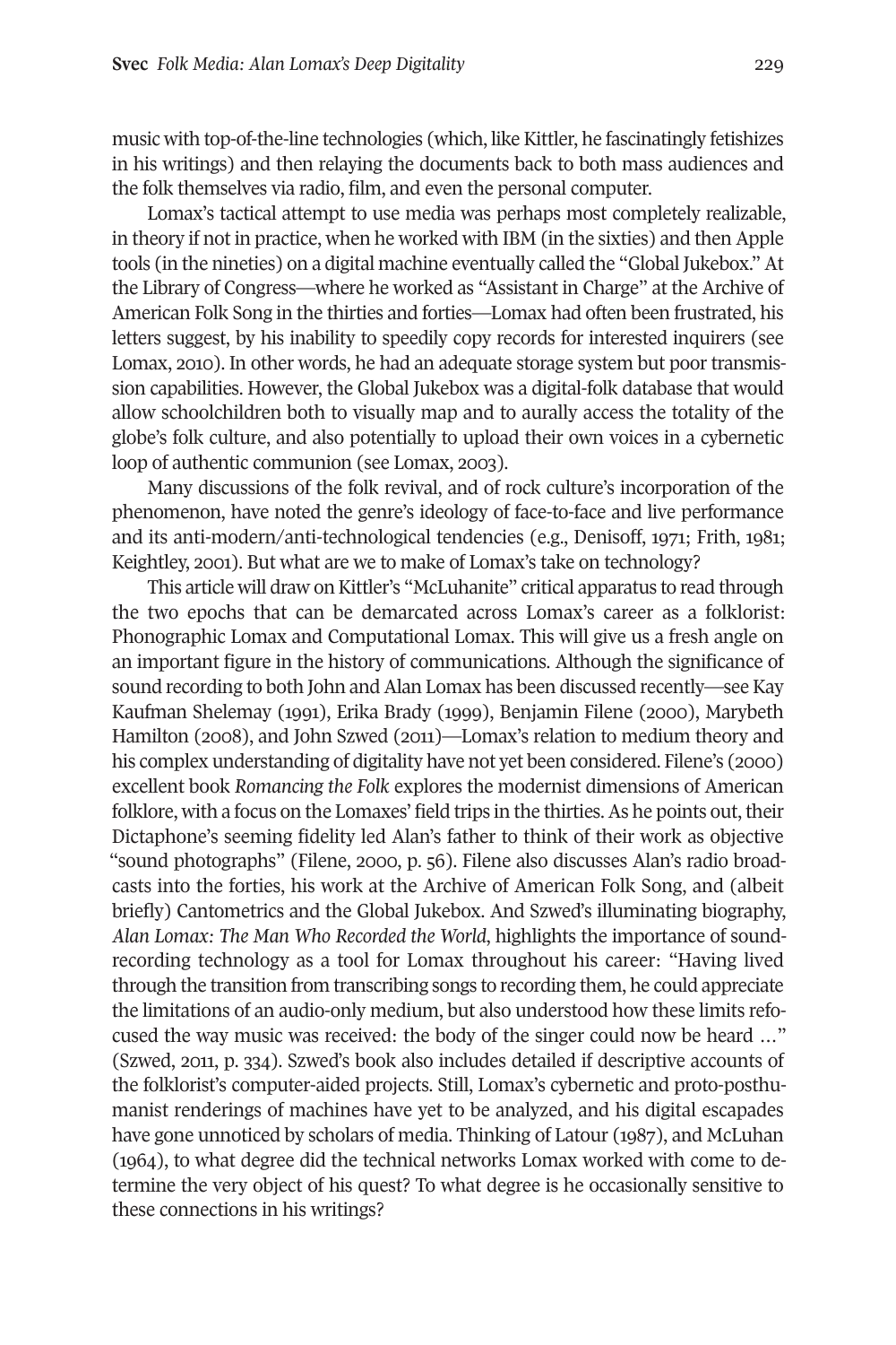music with top-of-the-line technologies (which, like Kittler, he fascinatingly fetishizes in his writings) and then relaying the documents back to both mass audiences and the folk themselves via radio, film, and even the personal computer.

Lomax's tactical attempt to use media was perhaps most completely realizable, in theory if not in practice, when he worked with IBM (in the sixties) and then Apple tools (in the nineties) on a digital machine eventually called the "Global Jukebox." At the Library of Congress—where he worked as "Assistant in Charge" at the Archive of American Folk Song in the thirties and forties—Lomax had often been frustrated, his letters suggest, by his inability to speedily copy records for interested inquirers (see Lomax, 2010). In other words, he had an adequate storage system but poor transmission capabilities. However, the Global Jukebox was a digital-folk database that would allow schoolchildren both to visually map and to aurally access the totality of the globe's folk culture, and also potentially to upload their own voices in a cybernetic loop of authentic communion (see Lomax, 2003).

Many discussions of the folk revival, and of rock culture's incorporation of the phenomenon, have noted the genre's ideology of face-to-face and live performance and its anti-modern/anti-technological tendencies (e.g., Denisoff, 1971; Frith, 1981; Keightley, 2001). But what are we to make of Lomax's take on technology?

This article will draw on Kittler's "McLuhanite" critical apparatus to read through the two epochs that can be demarcated across Lomax's career as a folklorist: Phonographic Lomax and Computational Lomax. This will give us a fresh angle on an important figure in the history of communications. Although the significance of sound recording to both John and Alan Lomax has been discussed recently—see Kay Kaufman Shelemay (1991), Erika Brady (1999), Benjamin Filene (2000), Marybeth Hamilton (2008), and John Szwed (2011)—Lomax's relation to medium theory and his complex understanding of digitality have not yet been considered. Filene's (2000) excellent book *Romancing the Folk* explores the modernist dimensions of American folklore, with a focus on the Lomaxes' field trips in the thirties. As he points out, their Dictaphone's seeming fidelity led Alan's father to think of their work as objective "sound photographs" (Filene, 2000, p. 56). Filene also discusses Alan's radio broadcasts into the forties, his work at the Archive of American Folk Song, and (albeit briefly) Cantometrics and the Global Jukebox. And Szwed's illuminating biography, *Alan Lomax: The Man Who Recorded the World*, highlights the importance of sound-recording technology as a tool for Lomax throughout his career: "Having lived through the transition from transcribing songs to recording them, he could appreciate the limitations of an audio-only medium, but also understood how these limits refocused the way music was received: the body of the singer could now be heard …" (Szwed, 2011, p. 334). Szwed's book also includes detailed if descriptive accounts of the folklorist's computer-aided projects. Still, Lomax's cybernetic and proto-posthumanist renderings of machines have yet to be analyzed, and his digital escapades have gone unnoticed by scholars of media. Thinking of Latour (1987), and McLuhan (1964), to what degree did the technical networks Lomax worked with come to determine the very object of his quest? To what degree is he occasionally sensitive to these connections in his writings?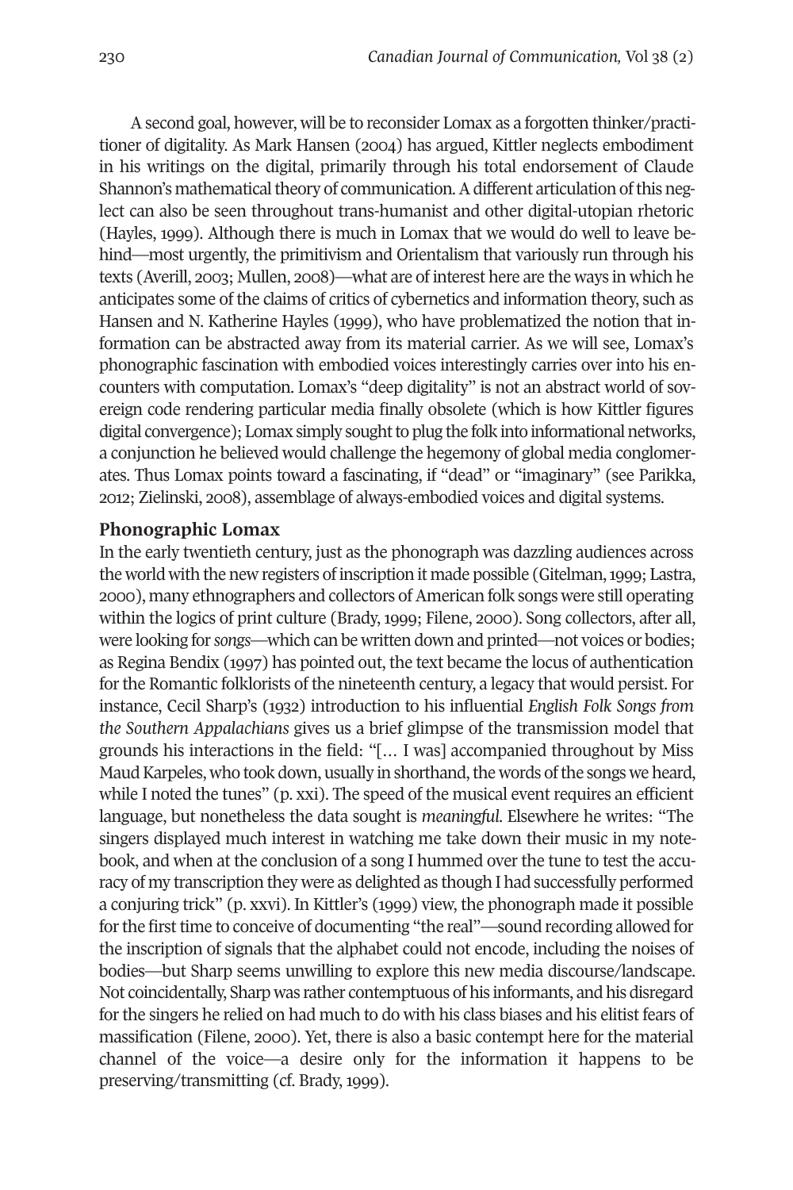A second goal, however, will be to reconsider Lomax as a forgotten thinker/practitioner of digitality. As Mark Hansen (2004) has argued, Kittler neglects embodiment in his writings on the digital, primarily through his total endorsement of Claude Shannon's mathematical theory of communication. A different articulation of this neglect can also be seen throughout trans-humanist and other digital-utopian rhetoric (Hayles, 1999). Although there is much in Lomax that we would do well to leave behind—most urgently, the primitivism and Orientalism that variously run through his texts (Averill, 2003; Mullen, 2008)—what are of interest here are the ways in which he anticipates some of the claims of critics of cybernetics and information theory, such as Hansen and N. Katherine Hayles (1999), who have problematized the notion that information can be abstracted away from its material carrier. As we will see, Lomax's phonographic fascination with embodied voices interestingly carries over into his encounters with computation. Lomax's "deep digitality" is not an abstract world of sovereign code rendering particular media finally obsolete (which is how Kittler figures digital convergence); Lomax simply sought to plug the folk into informational networks, a conjunction he believed would challenge the hegemony of global media conglomerates. Thus Lomax points toward a fascinating, if "dead" or "imaginary" (see Parikka, 2012; Zielinski, 2008), assemblage of always-embodied voices and digital systems.

## Phonographic Lomax

In the early twentieth century, just as the phonograph was dazzling audiences across the world with the new registers of inscription it made possible (Gitelman, 1999; Lastra, 2000), many ethnographers and collectors of American folk songs were still operating within the logics of print culture (Brady, 1999; Filene, 2000). Song collectors, after all, were looking for *songs*—which can be written down and printed—not voices or bodies; as Regina Bendix (1997) has pointed out, the text became the locus of authentication for the Romantic folklorists of the nineteenth century, a legacy that would persist. For instance, Cecil Sharp's (1932) introduction to his influential *English Folk Songs from the Southern Appalachians* gives us a brief glimpse of the transmission model that grounds his interactions in the field: "[… I was] accompanied throughout by Miss Maud Karpeles, who took down, usually in shorthand, the words of the songs we heard, while I noted the tunes" (p. xxi). The speed of the musical event requires an efficient language, but nonetheless the data sought is *meaningful*. Elsewhere he writes: "The singers displayed much interest in watching me take down their music in my notebook, and when at the conclusion of a song I hummed over the tune to test the accuracy of my transcription they were as delighted as though I had successfully performed a conjuring trick" (p. xxvi). In Kittler's (1999) view, the phonograph made it possible for the first time to conceive of documenting "the real"—sound recording allowed for the inscription of signals that the alphabet could not encode, including the noises of bodies—but Sharp seems unwilling to explore this new media discourse/landscape. Not coincidentally, Sharp was rather contemptuous of his informants, and his disregard for the singers he relied on had much to do with his class biases and his elitist fears of massification (Filene, 2000). Yet, there is also a basic contempt here for the material channel of the voice—a desire only for the information it happens to be preserving/transmitting (cf. Brady, 1999).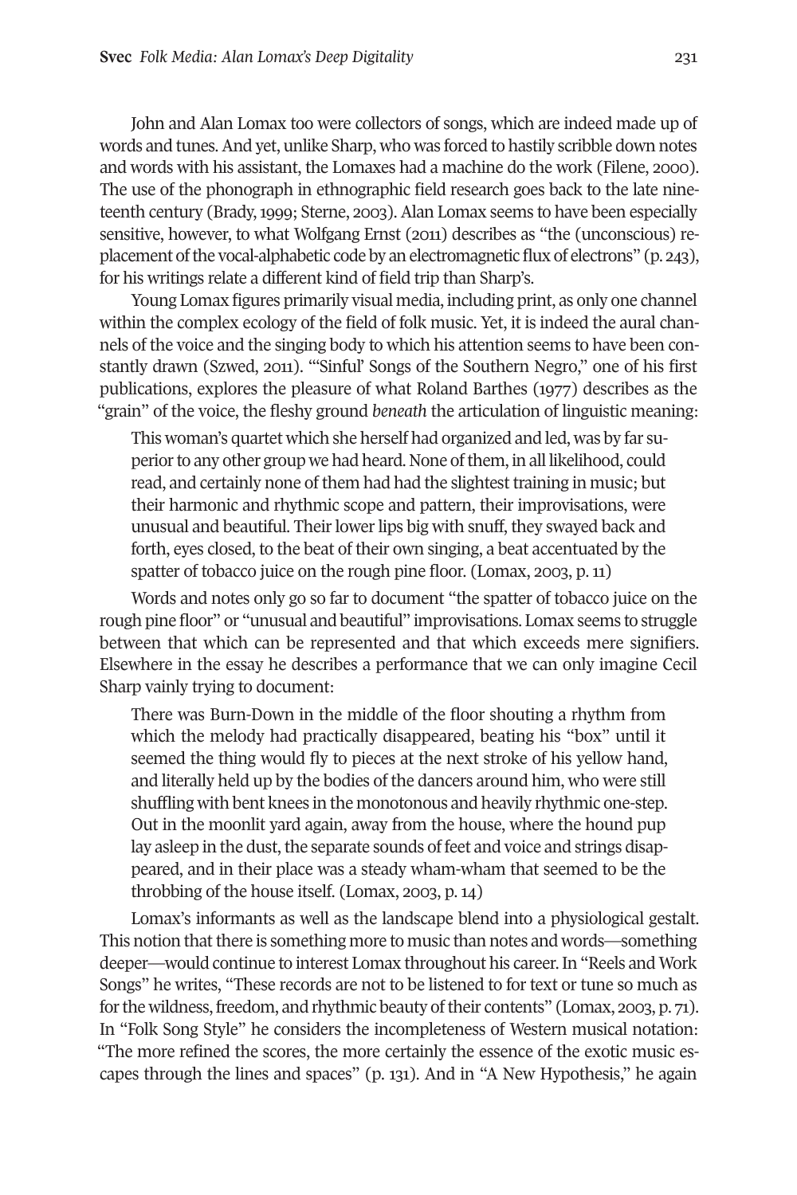John and Alan Lomax too were collectors of songs, which are indeed made up of words and tunes. And yet, unlike Sharp, who was forced to hastily scribble down notes and words with his assistant, the Lomaxes had a machine do the work (Filene, 2000). The use of the phonograph in ethnographic field research goes back to the late nineteenth century (Brady, 1999; Sterne, 2003). Alan Lomax seems to have been especially sensitive, however, to what Wolfgang Ernst (2011) describes as "the (unconscious) replacement of the vocal-alphabetic code by an electromagnetic flux of electrons" (p. 243), for his writings relate a different kind of field trip than Sharp's.

Young Lomax figures primarily visual media, including print, as only one channel within the complex ecology of the field of folk music. Yet, it is indeed the aural channels of the voice and the singing body to which his attention seems to have been constantly drawn (Szwed, 2011). "'Sinful' Songs of the Southern Negro," one of his first publications, explores the pleasure of what Roland Barthes (1977) describes as the "grain" of the voice, the fleshy ground *beneath* the articulation of linguistic meaning:

> This woman's quartet which she herself had organized and led, was by far superior to any other group we had heard. None of them, in all likelihood, could read, and certainly none of them had had the slightest training in music; but their harmonic and rhythmic scope and pattern, their improvisations, were unusual and beautiful. Their lower lips big with snuff, they swayed back and forth, eyes closed, to the beat of their own singing, a beat accentuated by the spatter of tobacco juice on the rough pine floor. (Lomax, 2003, p. 11)

Words and notes only go so far to document "the spatter of tobacco juice on the rough pine floor" or "unusual and beautiful" improvisations. Lomax seems to struggle between that which can be represented and that which exceeds mere signifiers. Elsewhere in the essay he describes a performance that we can only imagine Cecil Sharp vainly trying to document:

> There was Burn-Down in the middle of the floor shouting a rhythm from which the melody had practically disappeared, beating his "box" until it seemed the thing would fly to pieces at the next stroke of his yellow hand, and literally held up by the bodies of the dancers around him, who were still shuffling with bent knees in the monotonous and heavily rhythmic one-step. Out in the moonlit yard again, away from the house, where the hound pup lay asleep in the dust, the separate sounds of feet and voice and strings disappeared, and in their place was a steady wham-wham that seemed to be the throbbing of the house itself. (Lomax, 2003, p. 14)

Lomax's informants as well as the landscape blend into a physiological gestalt. This notion that there is something more to music than notes and words—something deeper—would continue to interest Lomax throughout his career. In "Reels and Work Songs" he writes, "These records are not to be listened to for text or tune so much as for the wildness, freedom, and rhythmic beauty of their contents" (Lomax, 2003, p. 71). In "Folk Song Style" he considers the incompleteness of Western musical notation: "The more refined the scores, the more certainly the essence of the exotic music escapes through the lines and spaces" (p. 131). And in "A New Hypothesis," he again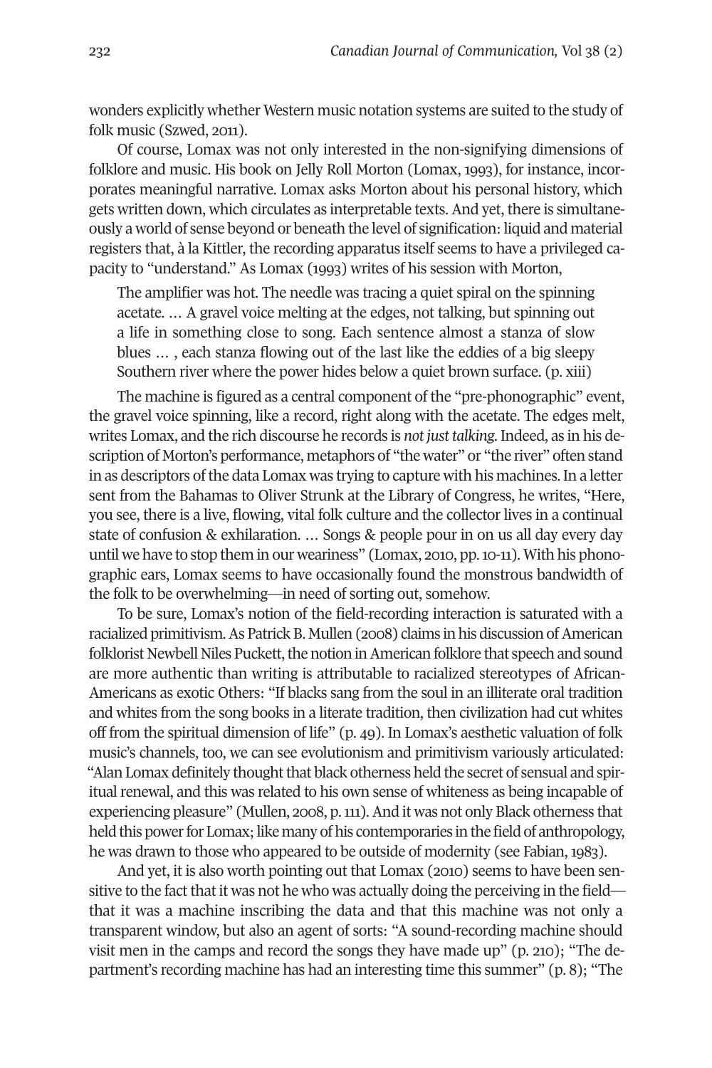wonders explicitly whether Western music notation systems are suited to the study of folk music (Szwed, 2011).

Of course, Lomax was not only interested in the non-signifying dimensions of folklore and music. His book on Jelly Roll Morton (Lomax, 1993), for instance, incorporates meaningful narrative. Lomax asks Morton about his personal history, which gets written down, which circulates as interpretable texts. And yet, there is simultaneously a world of sense beyond or beneath the level of signification: liquid and material registers that, à la Kittler, the recording apparatus itself seems to have a privileged capacity to "understand." As Lomax (1993) writes of his session with Morton,

> The amplifier was hot. The needle was tracing a quiet spiral on the spinning acetate. … A gravel voice melting at the edges, not talking, but spinning out a life in something close to song. Each sentence almost a stanza of slow blues … , each stanza flowing out of the last like the eddies of a big sleepy Southern river where the power hides below a quiet brown surface. (p. xiii)

The machine is figured as a central component of the "pre-phonographic" event, the gravel voice spinning, like a record, right along with the acetate. The edges melt, writes Lomax, and the rich discourse he records is *not just talking*. Indeed, as in his description of Morton's performance, metaphors of "the water" or "the river" often stand in as descriptors of the data Lomax was trying to capture with his machines. In a letter sent from the Bahamas to Oliver Strunk at the Library of Congress, he writes, "Here, you see, there is a live, flowing, vital folk culture and the collector lives in a continual state of confusion & exhilaration. … Songs & people pour in on us all day every day until we have to stop them in our weariness" (Lomax, 2010, pp. 10-11). With his phonographic ears, Lomax seems to have occasionally found the monstrous bandwidth of the folk to be overwhelming—in need of sorting out, somehow.

To be sure, Lomax's notion of the field-recording interaction is saturated with a racialized primitivism. As Patrick B. Mullen (2008) claims in his discussion of American folklorist Newbell Niles Puckett, the notion in American folklore that speech and sound are more authentic than writing is attributable to racialized stereotypes of African-Americans as exotic Others: "If blacks sang from the soul in an illiterate oral tradition and whites from the song books in a literate tradition, then civilization had cut whites off from the spiritual dimension of life" (p. 49). In Lomax's aesthetic valuation of folk music's channels, too, we can see evolutionism and primitivism variously articulated: "Alan Lomax definitely thought that black otherness held the secret of sensual and spiritual renewal, and this was related to his own sense of whiteness as being incapable of experiencing pleasure" (Mullen, 2008, p. 111). And it was not only Black otherness that held this power for Lomax; like many of his contemporaries in the field of anthropology, he was drawn to those who appeared to be outside of modernity (see Fabian, 1983).

And yet, it is also worth pointing out that Lomax (2010) seems to have been sensitive to the fact that it was not he who was actually doing the perceiving in the field—that it was a machine inscribing the data and that this machine was not only a transparent window, but also an agent of sorts: "A sound-recording machine should visit men in the camps and record the songs they have made up" (p. 210); "The department's recording machine has had an interesting time this summer" (p. 8); "The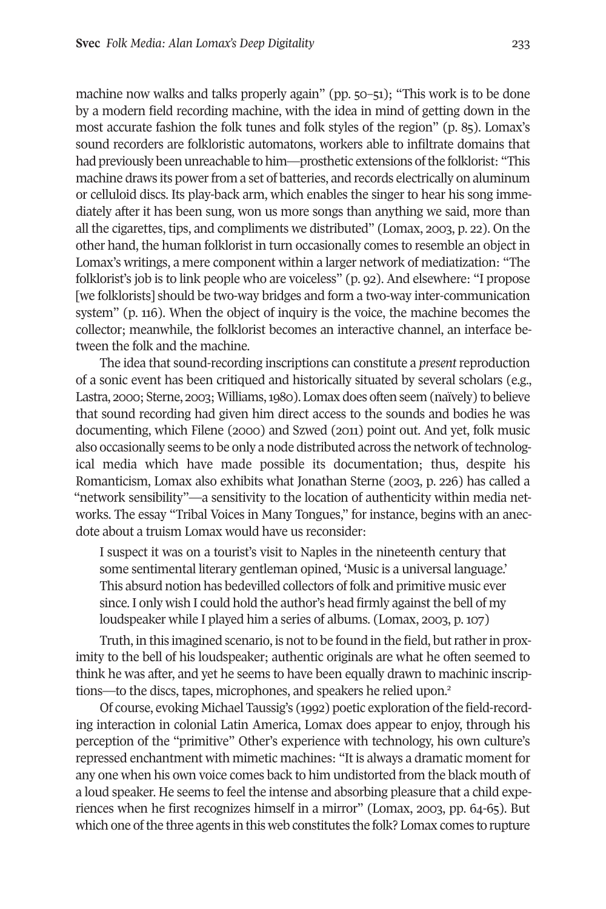machine now walks and talks properly again" (pp. 50–51); "This work is to be done by a modern field recording machine, with the idea in mind of getting down in the most accurate fashion the folk tunes and folk styles of the region" (p. 85). Lomax's sound recorders are folkloristic automatons, workers able to infiltrate domains that had previously been unreachable to him—prosthetic extensions of the folklorist: "This machine draws its power from a set of batteries, and records electrically on aluminum or celluloid discs. Its play-back arm, which enables the singer to hear his song immediately after it has been sung, won us more songs than anything we said, more than all the cigarettes, tips, and compliments we distributed" (Lomax, 2003, p. 22). On the other hand, the human folklorist in turn occasionally comes to resemble an object in Lomax's writings, a mere component within a larger network of mediatization: "The folklorist's job is to link people who are voiceless" (p. 92). And elsewhere: "I propose [we folklorists] should be two-way bridges and form a two-way inter-communication system" (p. 116). When the object of inquiry is the voice, the machine becomes the collector; meanwhile, the folklorist becomes an interactive channel, an interface between the folk and the machine.

The idea that sound-recording inscriptions can constitute a *present* reproduction of a sonic event has been critiqued and historically situated by several scholars (e.g., Lastra, 2000; Sterne, 2003; Williams, 1980). Lomax does often seem (naïvely) to believe that sound recording had given him direct access to the sounds and bodies he was documenting, which Filene (2000) and Szwed (2011) point out. And yet, folk music also occasionally seems to be only a node distributed across the network of technological media which have made possible its documentation; thus, despite his Romanticism, Lomax also exhibits what Jonathan Sterne (2003, p. 226) has called a "network sensibility"—a sensitivity to the location of authenticity within media networks. The essay "Tribal Voices in Many Tongues," for instance, begins with an anecdote about a truism Lomax would have us reconsider:

> I suspect it was on a tourist's visit to Naples in the nineteenth century that some sentimental literary gentleman opined, 'Music is a universal language.' This absurd notion has bedevilled collectors of folk and primitive music ever since. I only wish I could hold the author's head firmly against the bell of my loudspeaker while I played him a series of albums. (Lomax, 2003, p. 107)

Truth, in this imagined scenario, is not to be found in the field, but rather in proximity to the bell of his loudspeaker; authentic originals are what he often seemed to think he was after, and yet he seems to have been equally drawn to machinic inscriptions—to the discs, tapes, microphones, and speakers he relied upon.[2]

Of course, evoking Michael Taussig's (1992) poetic exploration of the field-recording interaction in colonial Latin America, Lomax does appear to enjoy, through his perception of the "primitive" Other's experience with technology, his own culture's repressed enchantment with mimetic machines: "It is always a dramatic moment for any one when his own voice comes back to him undistorted from the black mouth of a loud speaker. He seems to feel the intense and absorbing pleasure that a child experiences when he first recognizes himself in a mirror" (Lomax, 2003, pp. 64-65). But which one of the three agents in this web constitutes the folk? Lomax comes to rupture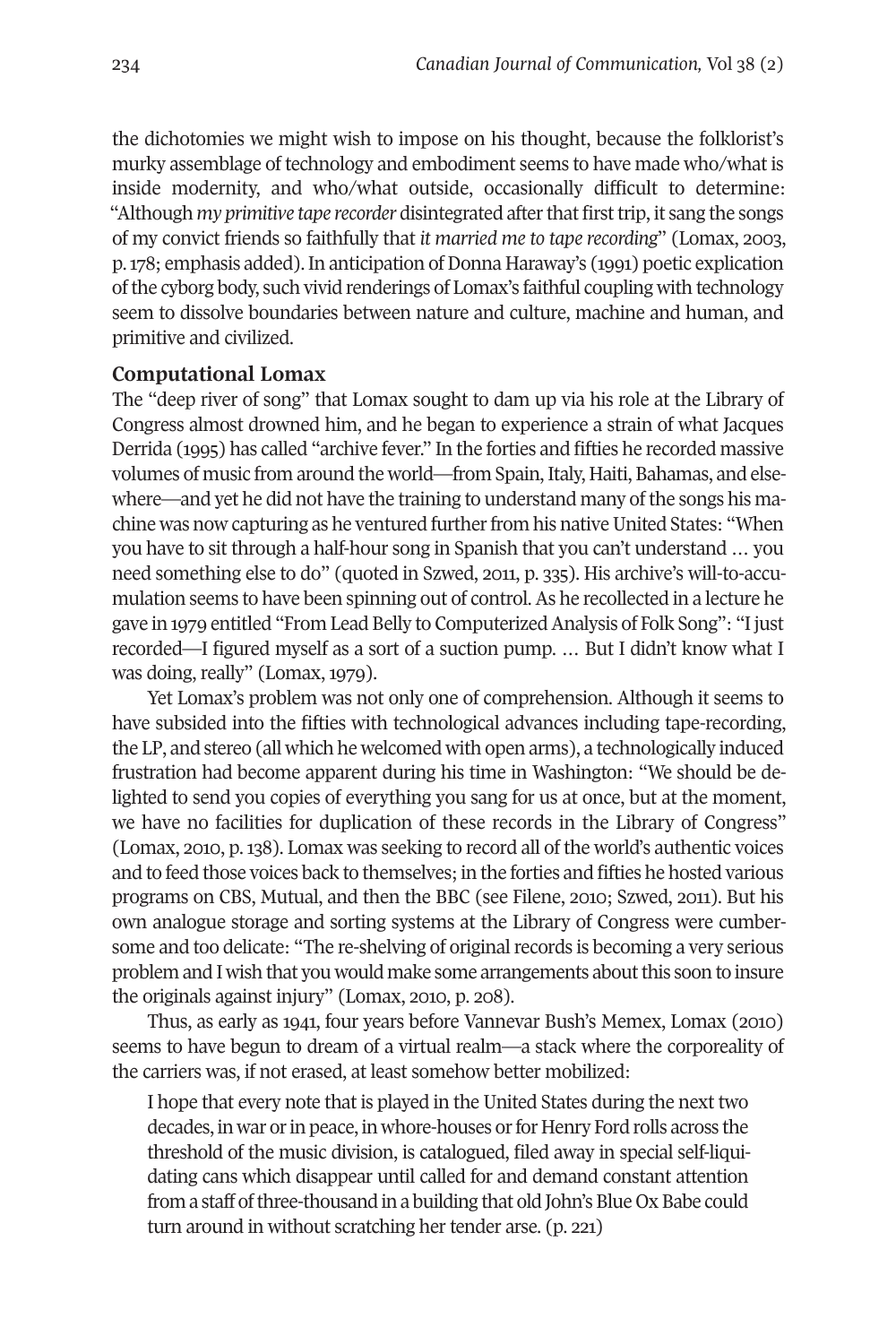the dichotomies we might wish to impose on his thought, because the folklorist's murky assemblage of technology and embodiment seems to have made who/what is inside modernity, and who/what outside, occasionally difficult to determine: "Although *my primitive tape recorder* disintegrated after that first trip, it sang the songs of my convict friends so faithfully that *it married me to tape recording*" (Lomax, 2003, p. 178; emphasis added). In anticipation of Donna Haraway's (1991) poetic explication of the cyborg body, such vivid renderings of Lomax's faithful coupling with technology seem to dissolve boundaries between nature and culture, machine and human, and primitive and civilized.

### Computational Lomax

The "deep river of song" that Lomax sought to dam up via his role at the Library of Congress almost drowned him, and he began to experience a strain of what Jacques Derrida (1995) has called "archive fever." In the forties and fifties he recorded massive volumes of music from around the world—from Spain, Italy, Haiti, Bahamas, and elsewhere—and yet he did not have the training to understand many of the songs his machine was now capturing as he ventured further from his native United States: "When you have to sit through a half-hour song in Spanish that you can't understand … you need something else to do" (quoted in Szwed, 2011, p. 335). His archive's will-to-accumulation seems to have been spinning out of control. As he recollected in a lecture he gave in 1979 entitled "From Lead Belly to Computerized Analysis of Folk Song": "I just recorded—I figured myself as a sort of a suction pump. … But I didn't know what I was doing, really" (Lomax, 1979).

Yet Lomax's problem was not only one of comprehension. Although it seems to have subsided into the fifties with technological advances including tape-recording, the LP, and stereo (all which he welcomed with open arms), a technologically induced frustration had become apparent during his time in Washington: "We should be delighted to send you copies of everything you sang for us at once, but at the moment, we have no facilities for duplication of these records in the Library of Congress" (Lomax, 2010, p. 138). Lomax was seeking to record all of the world's authentic voices and to feed those voices back to themselves; in the forties and fifties he hosted various programs on CBS, Mutual, and then the BBC (see Filene, 2010; Szwed, 2011). But his own analogue storage and sorting systems at the Library of Congress were cumbersome and too delicate: "The re-shelving of original records is becoming a very serious problem and I wish that you would make some arrangements about this soon to insure the originals against injury" (Lomax, 2010, p. 208).

Thus, as early as 1941, four years before Vannevar Bush's Memex, Lomax (2010) seems to have begun to dream of a virtual realm—a stack where the corporeality of the carriers was, if not erased, at least somehow better mobilized:

> I hope that every note that is played in the United States during the next two decades, in war or in peace, in whore-houses or for Henry Ford rolls across the threshold of the music division, is catalogued, filed away in special self-liquidating cans which disappear until called for and demand constant attention from a staff of three-thousand in a building that old John's Blue Ox Babe could turn around in without scratching her tender arse. (p. 221)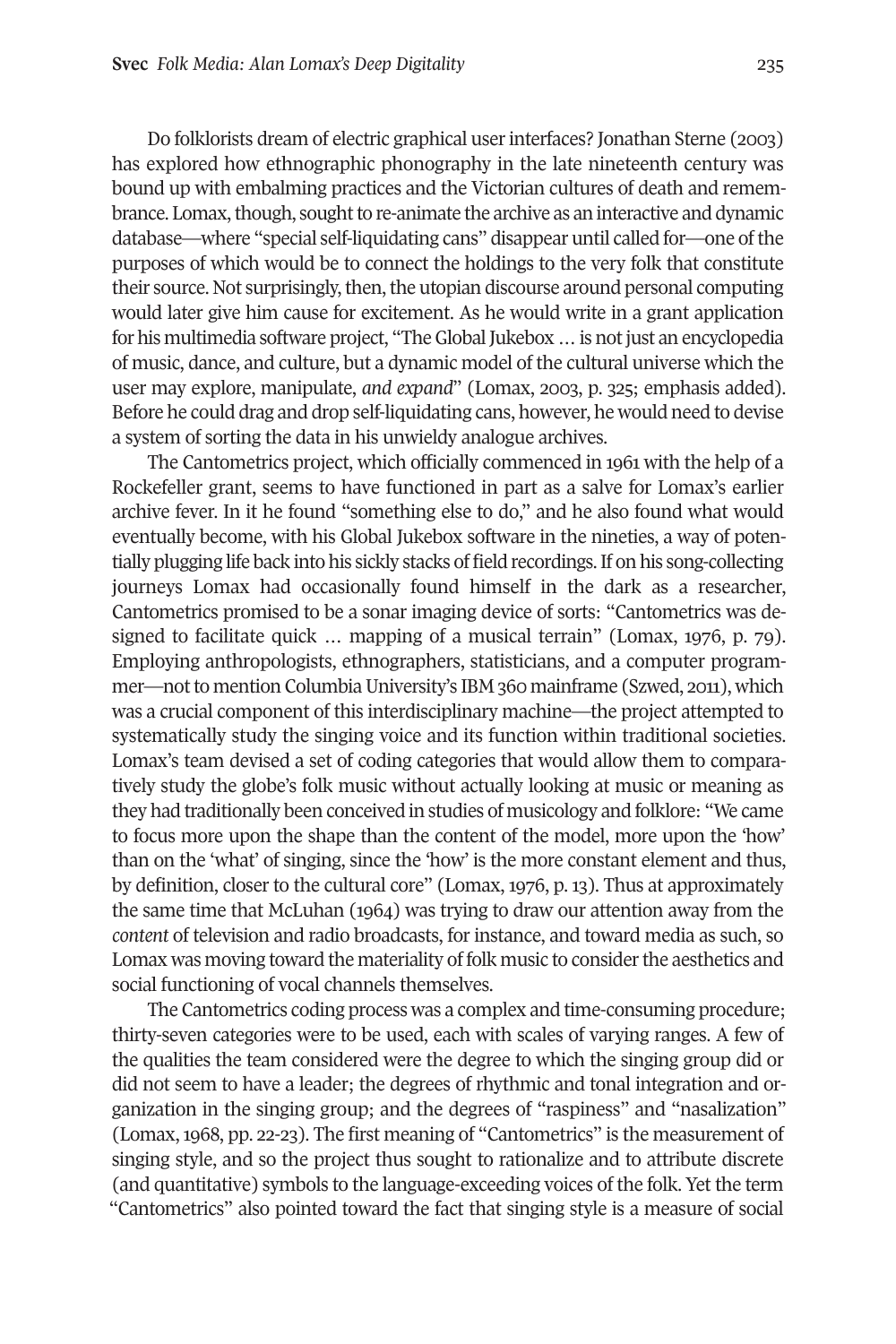Do folklorists dream of electric graphical user interfaces? Jonathan Sterne (2003) has explored how ethnographic phonography in the late nineteenth century was bound up with embalming practices and the Victorian cultures of death and remembrance. Lomax, though, sought to re-animate the archive as an interactive and dynamic database—where "special self-liquidating cans" disappear until called for—one of the purposes of which would be to connect the holdings to the very folk that constitute their source. Not surprisingly, then, the utopian discourse around personal computing would later give him cause for excitement. As he would write in a grant application for his multimedia software project, "The Global Jukebox … is not just an encyclopedia of music, dance, and culture, but a dynamic model of the cultural universe which the user may explore, manipulate, *and expand*" (Lomax, 2003, p. 325; emphasis added). Before he could drag and drop self-liquidating cans, however, he would need to devise a system of sorting the data in his unwieldy analogue archives.

The Cantometrics project, which officially commenced in 1961 with the help of a Rockefeller grant, seems to have functioned in part as a salve for Lomax's earlier archive fever. In it he found "something else to do," and he also found what would eventually become, with his Global Jukebox software in the nineties, a way of potentially plugging life back into his sickly stacks of field recordings. If on his song-collecting journeys Lomax had occasionally found himself in the dark as a researcher, Cantometrics promised to be a sonar imaging device of sorts: "Cantometrics was designed to facilitate quick … mapping of a musical terrain" (Lomax, 1976, p. 79). Employing anthropologists, ethnographers, statisticians, and a computer programmer—not to mention Columbia University's IBM 360 mainframe (Szwed, 2011), which was a crucial component of this interdisciplinary machine—the project attempted to systematically study the singing voice and its function within traditional societies. Lomax's team devised a set of coding categories that would allow them to comparatively study the globe's folk music without actually looking at music or meaning as they had traditionally been conceived in studies of musicology and folklore: "We came to focus more upon the shape than the content of the model, more upon the 'how' than on the 'what' of singing, since the 'how' is the more constant element and thus, by definition, closer to the cultural core" (Lomax, 1976, p. 13). Thus at approximately the same time that McLuhan (1964) was trying to draw our attention away from the *content* of television and radio broadcasts, for instance, and toward media as such, so Lomax was moving toward the materiality of folk music to consider the aesthetics and social functioning of vocal channels themselves.

The Cantometrics coding process was a complex and time-consuming procedure; thirty-seven categories were to be used, each with scales of varying ranges. A few of the qualities the team considered were the degree to which the singing group did or did not seem to have a leader; the degrees of rhythmic and tonal integration and organization in the singing group; and the degrees of "raspiness" and "nasalization" (Lomax, 1968, pp. 22-23). The first meaning of "Cantometrics" is the measurement of singing style, and so the project thus sought to rationalize and to attribute discrete (and quantitative) symbols to the language-exceeding voices of the folk. Yet the term "Cantometrics" also pointed toward the fact that singing style is a measure of social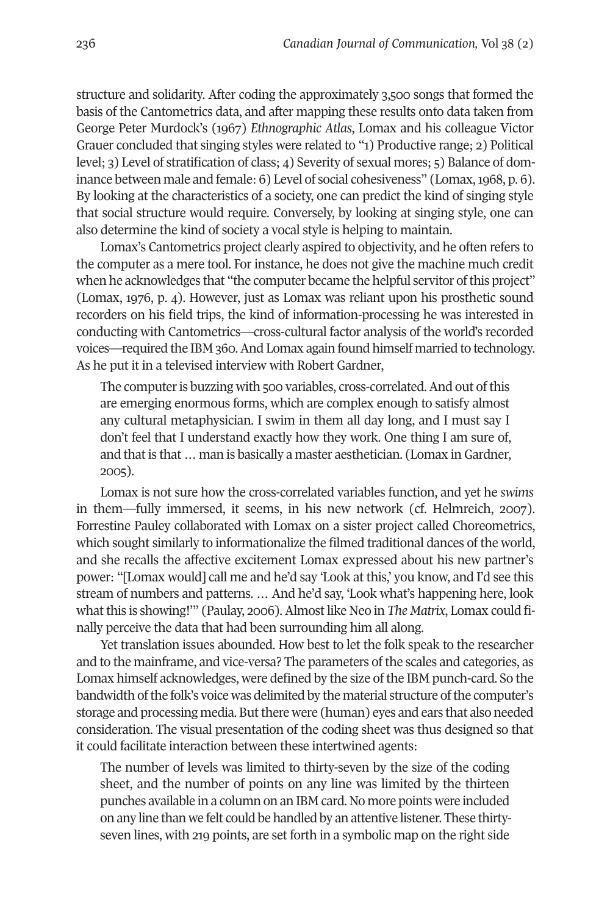structure and solidarity. After coding the approximately 3,500 songs that formed the basis of the Cantometrics data, and after mapping these results onto data taken from George Peter Murdock's (1967) *Ethnographic Atlas*, Lomax and his colleague Victor Grauer concluded that singing styles were related to "1) Productive range; 2) Political level; 3) Level of stratification of class; 4) Severity of sexual mores; 5) Balance of dominance between male and female: 6) Level of social cohesiveness" (Lomax, 1968, p. 6). By looking at the characteristics of a society, one can predict the kind of singing style that social structure would require. Conversely, by looking at singing style, one can also determine the kind of society a vocal style is helping to maintain.

Lomax's Cantometrics project clearly aspired to objectivity, and he often refers to the computer as a mere tool. For instance, he does not give the machine much credit when he acknowledges that "the computer became the helpful servitor of this project" (Lomax, 1976, p. 4). However, just as Lomax was reliant upon his prosthetic sound recorders on his field trips, the kind of information-processing he was interested in conducting with Cantometrics—cross-cultural factor analysis of the world's recorded voices—required the IBM 360. And Lomax again found himself married to technology. As he put it in a televised interview with Robert Gardner,

> The computer is buzzing with 500 variables, cross-correlated. And out of this are emerging enormous forms, which are complex enough to satisfy almost any cultural metaphysician. I swim in them all day long, and I must say I don't feel that I understand exactly how they work. One thing I am sure of, and that is that … man is basically a master aesthetician. (Lomax in Gardner, 2005).

Lomax is not sure how the cross-correlated variables function, and yet he *swims* in them—fully immersed, it seems, in his new network (cf. Helmreich, 2007). Forrestine Pauley collaborated with Lomax on a sister project called Choreometrics, which sought similarly to informationalize the filmed traditional dances of the world, and she recalls the affective excitement Lomax expressed about his new partner's power: "[Lomax would] call me and he'd say 'Look at this,' you know, and I'd see this stream of numbers and patterns. … And he'd say, 'Look what's happening here, look what this is showing!'" (Paulay, 2006). Almost like Neo in *The Matrix*, Lomax could finally perceive the data that had been surrounding him all along.

Yet translation issues abounded. How best to let the folk speak to the researcher and to the mainframe, and vice-versa? The parameters of the scales and categories, as Lomax himself acknowledges, were defined by the size of the IBM punch-card. So the bandwidth of the folk's voice was delimited by the material structure of the computer's storage and processing media. But there were (human) eyes and ears that also needed consideration. The visual presentation of the coding sheet was thus designed so that it could facilitate interaction between these intertwined agents:

> The number of levels was limited to thirty-seven by the size of the coding sheet, and the number of points on any line was limited by the thirteen punches available in a column on an IBM card. No more points were included on any line than we felt could be handled by an attentive listener. These thirty-seven lines, with 219 points, are set forth in a symbolic map on the right side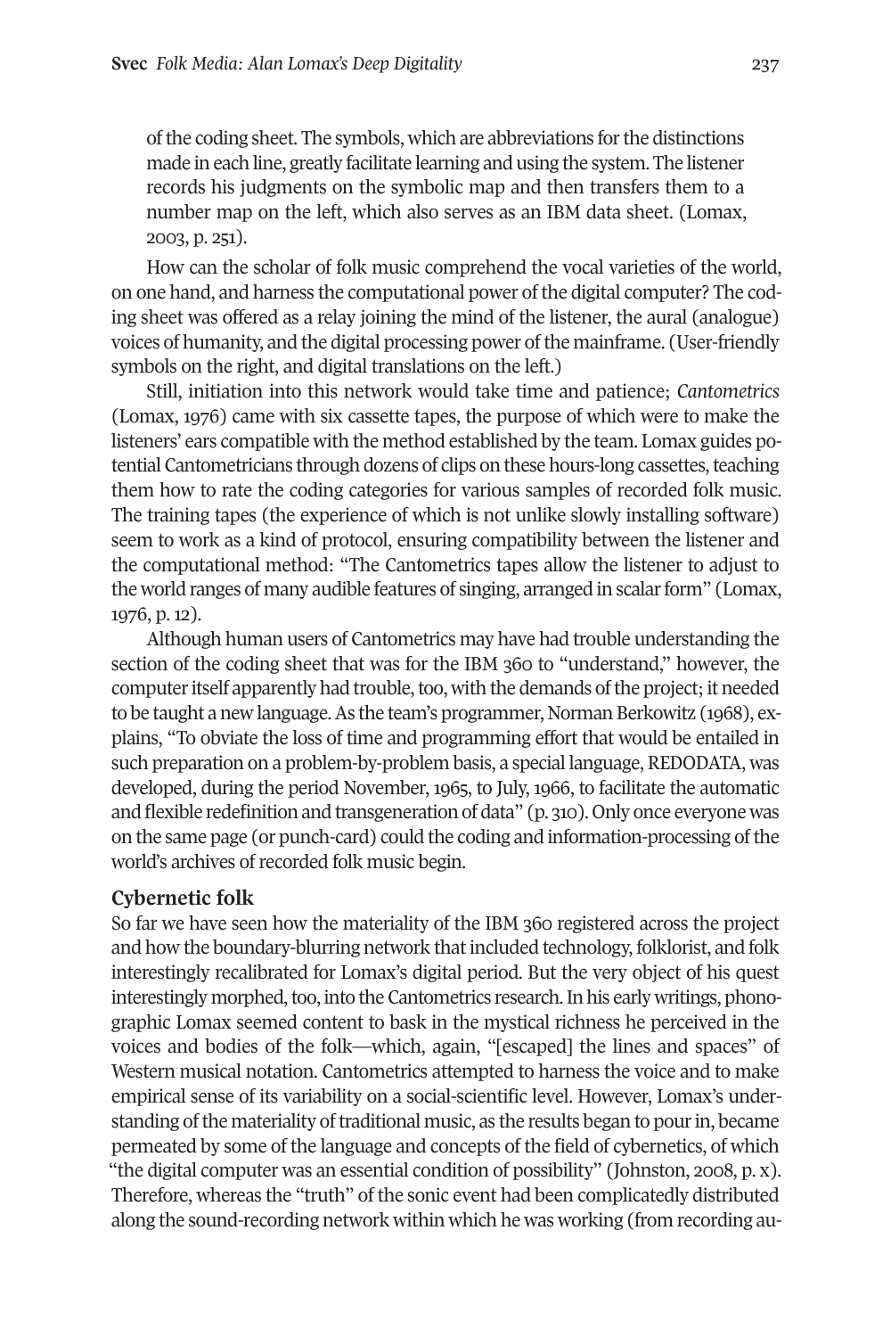of the coding sheet. The symbols, which are abbreviations for the distinctions made in each line, greatly facilitate learning and using the system. The listener records his judgments on the symbolic map and then transfers them to a number map on the left, which also serves as an IBM data sheet. (Lomax, 2003, p. 251).

How can the scholar of folk music comprehend the vocal varieties of the world, on one hand, and harness the computational power of the digital computer? The coding sheet was offered as a relay joining the mind of the listener, the aural (analogue) voices of humanity, and the digital processing power of the mainframe. (User-friendly symbols on the right, and digital translations on the left.)

Still, initiation into this network would take time and patience; *Cantometrics* (Lomax, 1976) came with six cassette tapes, the purpose of which were to make the listeners' ears compatible with the method established by the team. Lomax guides potential Cantometricians through dozens of clips on these hours-long cassettes, teaching them how to rate the coding categories for various samples of recorded folk music. The training tapes (the experience of which is not unlike slowly installing software) seem to work as a kind of protocol, ensuring compatibility between the listener and the computational method: "The Cantometrics tapes allow the listener to adjust to the world ranges of many audible features of singing, arranged in scalar form" (Lomax, 1976, p. 12).

Although human users of Cantometrics may have had trouble understanding the section of the coding sheet that was for the IBM 360 to "understand," however, the computer itself apparently had trouble, too, with the demands of the project; it needed to be taught a new language. As the team's programmer, Norman Berkowitz (1968), explains, "To obviate the loss of time and programming effort that would be entailed in such preparation on a problem-by-problem basis, a special language, REDODATA, was developed, during the period November, 1965, to July, 1966, to facilitate the automatic and flexible redefinition and transgeneration of data" (p. 310). Only once everyone was on the same page (or punch-card) could the coding and information-processing of the world's archives of recorded folk music begin.

## Cybernetic folk

So far we have seen how the materiality of the IBM 360 registered across the project and how the boundary-blurring network that included technology, folklorist, and folk interestingly recalibrated for Lomax's digital period. But the very object of his quest interestingly morphed, too, into the Cantometrics research. In his early writings, phonographic Lomax seemed content to bask in the mystical richness he perceived in the voices and bodies of the folk—which, again, "[escaped] the lines and spaces" of Western musical notation. Cantometrics attempted to harness the voice and to make empirical sense of its variability on a social-scientific level. However, Lomax's understanding of the materiality of traditional music, as the results began to pour in, became permeated by some of the language and concepts of the field of cybernetics, of which "the digital computer was an essential condition of possibility" (Johnston, 2008, p. x). Therefore, whereas the "truth" of the sonic event had been complicatedly distributed along the sound-recording network within which he was working (from recording au-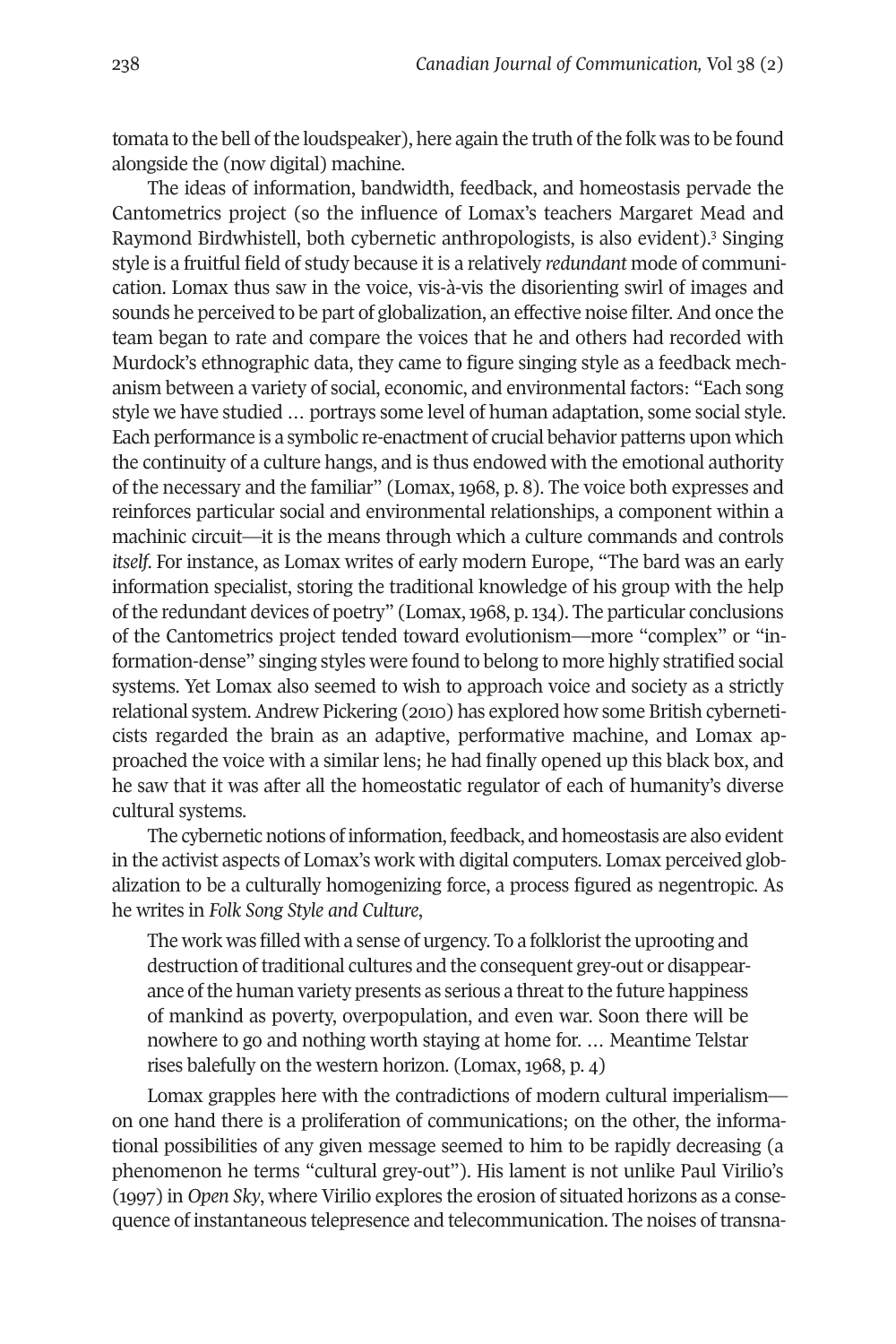tomata to the bell of the loudspeaker), here again the truth of the folk was to be found alongside the (now digital) machine.

The ideas of information, bandwidth, feedback, and homeostasis pervade the Cantometrics project (so the influence of Lomax's teachers Margaret Mead and Raymond Birdwhistell, both cybernetic anthropologists, is also evident).[3] Singing style is a fruitful field of study because it is a relatively *redundant* mode of communication. Lomax thus saw in the voice, vis-à-vis the disorienting swirl of images and sounds he perceived to be part of globalization, an effective noise filter. And once the team began to rate and compare the voices that he and others had recorded with Murdock's ethnographic data, they came to figure singing style as a feedback mechanism between a variety of social, economic, and environmental factors: "Each song style we have studied … portrays some level of human adaptation, some social style. Each performance is a symbolic re-enactment of crucial behavior patterns upon which the continuity of a culture hangs, and is thus endowed with the emotional authority of the necessary and the familiar" (Lomax, 1968, p. 8). The voice both expresses and reinforces particular social and environmental relationships, a component within a machinic circuit—it is the means through which a culture commands and controls *itself*. For instance, as Lomax writes of early modern Europe, "The bard was an early information specialist, storing the traditional knowledge of his group with the help of the redundant devices of poetry" (Lomax, 1968, p. 134). The particular conclusions of the Cantometrics project tended toward evolutionism—more "complex" or "information-dense" singing styles were found to belong to more highly stratified social systems. Yet Lomax also seemed to wish to approach voice and society as a strictly relational system. Andrew Pickering (2010) has explored how some British cyberneticists regarded the brain as an adaptive, performative machine, and Lomax approached the voice with a similar lens; he had finally opened up this black box, and he saw that it was after all the homeostatic regulator of each of humanity's diverse cultural systems.

The cybernetic notions of information, feedback, and homeostasis are also evident in the activist aspects of Lomax's work with digital computers. Lomax perceived globalization to be a culturally homogenizing force, a process figured as negentropic. As he writes in *Folk Song Style and Culture*,

> The work was filled with a sense of urgency. To a folklorist the uprooting and destruction of traditional cultures and the consequent grey-out or disappearance of the human variety presents as serious a threat to the future happiness of mankind as poverty, overpopulation, and even war. Soon there will be nowhere to go and nothing worth staying at home for. … Meantime Telstar rises balefully on the western horizon. (Lomax, 1968, p. 4)

Lomax grapples here with the contradictions of modern cultural imperialism—on one hand there is a proliferation of communications; on the other, the informational possibilities of any given message seemed to him to be rapidly decreasing (a phenomenon he terms "cultural grey-out"). His lament is not unlike Paul Virilio's (1997) in *Open Sky*, where Virilio explores the erosion of situated horizons as a consequence of instantaneous telepresence and telecommunication. The noises of transna-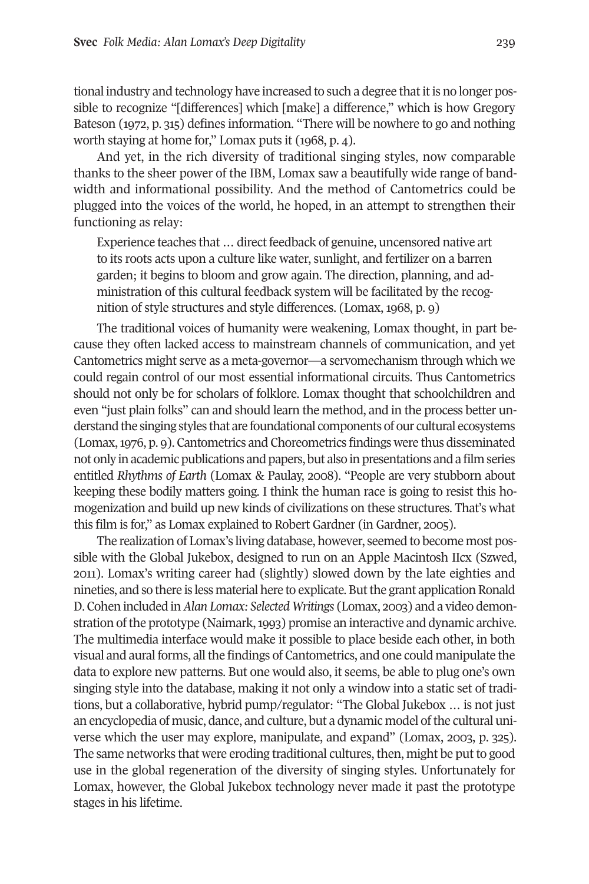tional industry and technology have increased to such a degree that it is no longer possible to recognize "[differences] which [make] a difference," which is how Gregory Bateson (1972, p. 315) defines information. "There will be nowhere to go and nothing worth staying at home for," Lomax puts it (1968, p. 4).

And yet, in the rich diversity of traditional singing styles, now comparable thanks to the sheer power of the IBM, Lomax saw a beautifully wide range of bandwidth and informational possibility. And the method of Cantometrics could be plugged into the voices of the world, he hoped, in an attempt to strengthen their functioning as relay:

> Experience teaches that … direct feedback of genuine, uncensored native art to its roots acts upon a culture like water, sunlight, and fertilizer on a barren garden; it begins to bloom and grow again. The direction, planning, and administration of this cultural feedback system will be facilitated by the recognition of style structures and style differences. (Lomax, 1968, p. 9)

The traditional voices of humanity were weakening, Lomax thought, in part because they often lacked access to mainstream channels of communication, and yet Cantometrics might serve as a meta-governor—a servomechanism through which we could regain control of our most essential informational circuits. Thus Cantometrics should not only be for scholars of folklore. Lomax thought that schoolchildren and even "just plain folks" can and should learn the method, and in the process better understand the singing styles that are foundational components of our cultural ecosystems (Lomax, 1976, p. 9). Cantometrics and Choreometrics findings were thus disseminated not only in academic publications and papers, but also in presentations and a film series entitled *Rhythms of Earth* (Lomax & Paulay, 2008). "People are very stubborn about keeping these bodily matters going. I think the human race is going to resist this homogenization and build up new kinds of civilizations on these structures. That's what this film is for," as Lomax explained to Robert Gardner (in Gardner, 2005).

The realization of Lomax's living database, however, seemed to become most possible with the Global Jukebox, designed to run on an Apple Macintosh IIcx (Szwed, 2011). Lomax's writing career had (slightly) slowed down by the late eighties and nineties, and so there is less material here to explicate. But the grant application Ronald D. Cohen included in *Alan Lomax: Selected Writings* (Lomax, 2003) and a video demonstration of the prototype (Naimark, 1993) promise an interactive and dynamic archive. The multimedia interface would make it possible to place beside each other, in both visual and aural forms, all the findings of Cantometrics, and one could manipulate the data to explore new patterns. But one would also, it seems, be able to plug one's own singing style into the database, making it not only a window into a static set of traditions, but a collaborative, hybrid pump/regulator: "The Global Jukebox … is not just an encyclopedia of music, dance, and culture, but a dynamic model of the cultural universe which the user may explore, manipulate, and expand" (Lomax, 2003, p. 325). The same networks that were eroding traditional cultures, then, might be put to good use in the global regeneration of the diversity of singing styles. Unfortunately for Lomax, however, the Global Jukebox technology never made it past the prototype stages in his lifetime.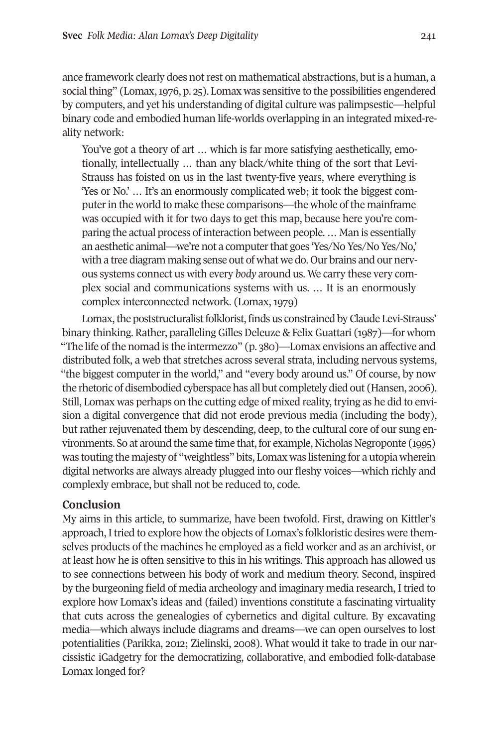ance framework clearly does not rest on mathematical abstractions, but is a human, a social thing" (Lomax, 1976, p. 25). Lomax was sensitive to the possibilities engendered by computers, and yet his understanding of digital culture was palimpsestic—helpful binary code and embodied human life-worlds overlapping in an integrated mixed-reality network:

> You've got a theory of art … which is far more satisfying aesthetically, emotionally, intellectually … than any black/white thing of the sort that Levi-Strauss has foisted on us in the last twenty-five years, where everything is 'Yes or No.' … It's an enormously complicated web; it took the biggest computer in the world to make these comparisons—the whole of the mainframe was occupied with it for two days to get this map, because here you're comparing the actual process of interaction between people. … Man is essentially an aesthetic animal—we're not a computer that goes 'Yes/No Yes/No Yes/No,' with a tree diagram making sense out of what we do. Our brains and our nervous systems connect us with every *body* around us. We carry these very complex social and communications systems with us. … It is an enormously complex interconnected network. (Lomax, 1979)

Lomax, the poststructuralist folklorist, finds us constrained by Claude Levi-Strauss' binary thinking. Rather, paralleling Gilles Deleuze & Felix Guattari (1987)—for whom "The life of the nomad is the intermezzo" (p. 380)—Lomax envisions an affective and distributed folk, a web that stretches across several strata, including nervous systems, "the biggest computer in the world," and "every body around us." Of course, by now the rhetoric of disembodied cyberspace has all but completely died out (Hansen, 2006). Still, Lomax was perhaps on the cutting edge of mixed reality, trying as he did to envision a digital convergence that did not erode previous media (including the body), but rather rejuvenated them by descending, deep, to the cultural core of our sung environments. So at around the same time that, for example, Nicholas Negroponte (1995) was touting the majesty of "weightless" bits, Lomax was listening for a utopia wherein digital networks are always already plugged into our fleshy voices—which richly and complexly embrace, but shall not be reduced to, code.

## Conclusion

My aims in this article, to summarize, have been twofold. First, drawing on Kittler's approach, I tried to explore how the objects of Lomax's folkloristic desires were themselves products of the machines he employed as a field worker and as an archivist, or at least how he is often sensitive to this in his writings. This approach has allowed us to see connections between his body of work and medium theory. Second, inspired by the burgeoning field of media archeology and imaginary media research, I tried to explore how Lomax's ideas and (failed) inventions constitute a fascinating virtuality that cuts across the genealogies of cybernetics and digital culture. By excavating media—which always include diagrams and dreams—we can open ourselves to lost potentialities (Parikka, 2012; Zielinski, 2008). What would it take to trade in our narcissistic iGadgetry for the democratizing, collaborative, and embodied folk-database Lomax longed for?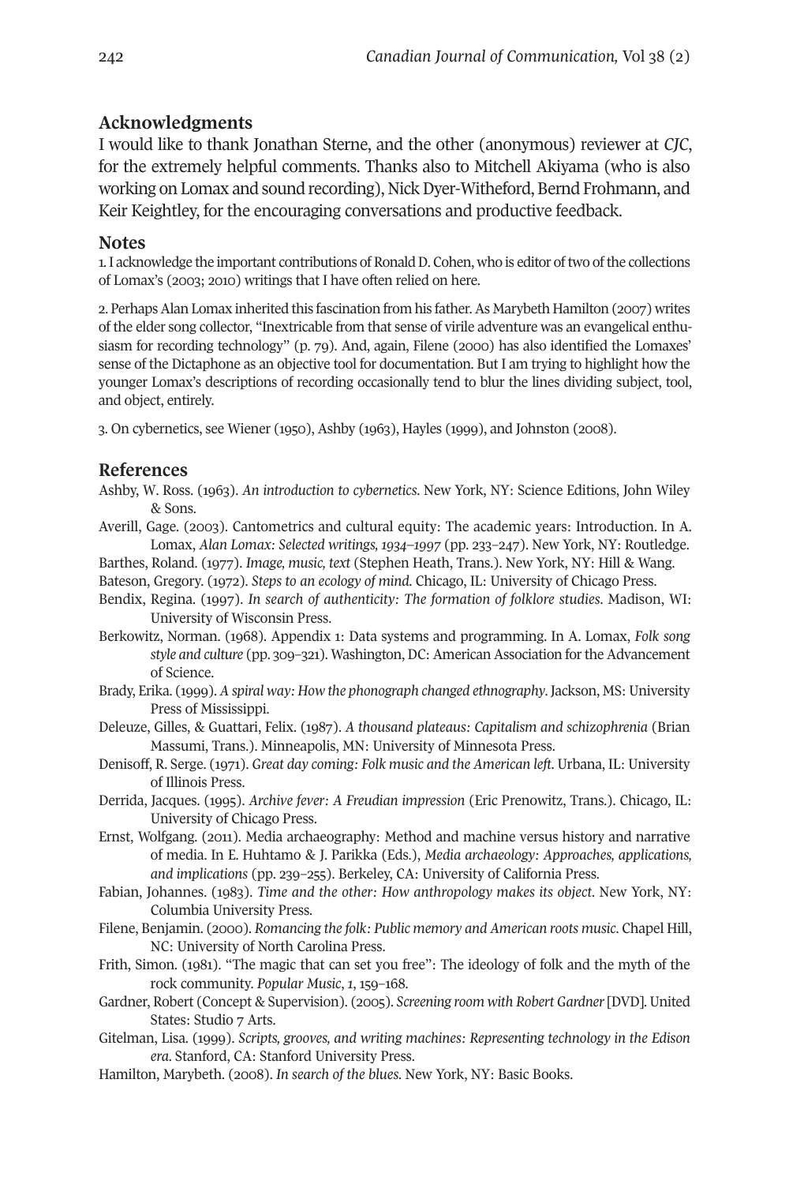## Acknowledgments

I would like to thank Jonathan Sterne, and the other (anonymous) reviewer at *CJC*, for the extremely helpful comments. Thanks also to Mitchell Akiyama (who is also working on Lomax and sound recording), Nick Dyer-Witheford, Bernd Frohmann, and Keir Keightley, for the encouraging conversations and productive feedback.

## Notes

1. I acknowledge the important contributions of Ronald D. Cohen, who is editor of two of the collections of Lomax's (2003; 2010) writings that I have often relied on here.

2. Perhaps Alan Lomax inherited this fascination from his father. As Marybeth Hamilton (2007) writes of the elder song collector, "Inextricable from that sense of virile adventure was an evangelical enthusiasm for recording technology" (p. 79). And, again, Filene (2000) has also identified the Lomaxes' sense of the Dictaphone as an objective tool for documentation. But I am trying to highlight how the younger Lomax's descriptions of recording occasionally tend to blur the lines dividing subject, tool, and object, entirely.

3. On cybernetics, see Wiener (1950), Ashby (1963), Hayles (1999), and Johnston (2008).

## References

Ashby, W. Ross. (1963). *An introduction to cybernetics*. New York, NY: Science Editions, John Wiley & Sons.

Averill, Gage. (2003). Cantometrics and cultural equity: The academic years: Introduction. In A. Lomax, *Alan Lomax: Selected writings, 1934–1997* (pp. 233–247). New York, NY: Routledge.

Barthes, Roland. (1977). *Image, music, text* (Stephen Heath, Trans.). New York, NY: Hill & Wang.

Bateson, Gregory. (1972). *Steps to an ecology of mind*. Chicago, IL: University of Chicago Press.

Bendix, Regina. (1997). *In search of authenticity: The formation of folklore studies*. Madison, WI: University of Wisconsin Press.

Berkowitz, Norman. (1968). Appendix 1: Data systems and programming. In A. Lomax, *Folk song style and culture* (pp. 309–321). Washington, DC: American Association for the Advancement of Science.

Brady, Erika. (1999). *A spiral way: How the phonograph changed ethnography*. Jackson, MS: University Press of Mississippi.

Deleuze, Gilles, & Guattari, Felix. (1987). *A thousand plateaus: Capitalism and schizophrenia* (Brian Massumi, Trans.). Minneapolis, MN: University of Minnesota Press.

Denisoff, R. Serge. (1971). *Great day coming: Folk music and the American left*. Urbana, IL: University of Illinois Press.

Derrida, Jacques. (1995). *Archive fever: A Freudian impression* (Eric Prenowitz, Trans.). Chicago, IL: University of Chicago Press.

Ernst, Wolfgang. (2011). Media archaeography: Method and machine versus history and narrative of media. In E. Huhtamo & J. Parikka (Eds.), *Media archaeology: Approaches, applications, and implications* (pp. 239–255). Berkeley, CA: University of California Press.

Fabian, Johannes. (1983). *Time and the other: How anthropology makes its object*. New York, NY: Columbia University Press.

Filene, Benjamin. (2000). *Romancing the folk: Public memory and American roots music*. Chapel Hill, NC: University of North Carolina Press.

Frith, Simon. (1981). "The magic that can set you free": The ideology of folk and the myth of the rock community. *Popular Music*, *1*, 159–168.

Gardner, Robert (Concept & Supervision). (2005). *Screening room with Robert Gardner* [DVD]. United States: Studio 7 Arts.

Gitelman, Lisa. (1999). *Scripts, grooves, and writing machines: Representing technology in the Edison era*. Stanford, CA: Stanford University Press.

Hamilton, Marybeth. (2008). *In search of the blues*. New York, NY: Basic Books.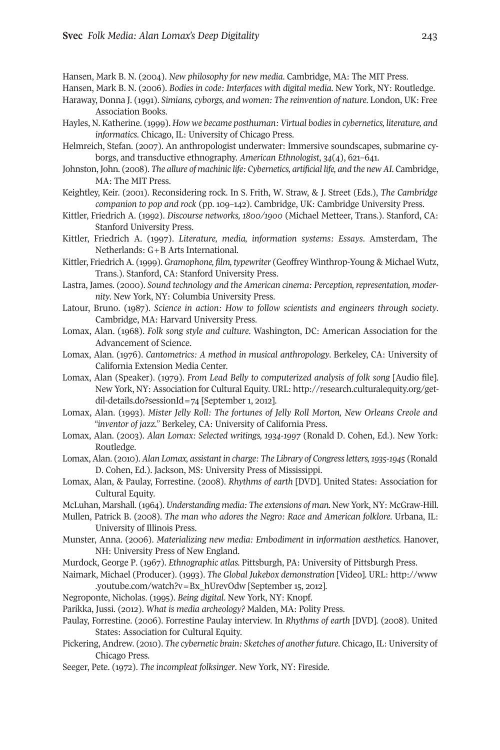Hansen, Mark B. N. (2004). *New philosophy for new media*. Cambridge, MA: The MIT Press.

Hansen, Mark B. N. (2006). *Bodies in code: Interfaces with digital media*. New York, NY: Routledge.

Haraway, Donna J. (1991). *Simians, cyborgs, and women: The reinvention of nature*. London, UK: Free Association Books.

Hayles, N. Katherine. (1999). *How we became posthuman: Virtual bodies in cybernetics, literature, and informatics*. Chicago, IL: University of Chicago Press.

Helmreich, Stefan. (2007). An anthropologist underwater: Immersive soundscapes, submarine cyborgs, and transductive ethnography. *American Ethnologist*, *34*(4), 621–641.

Johnston, John. (2008). *The allure of machinic life: Cybernetics, artificial life, and the new AI*. Cambridge, MA: The MIT Press.

Keightley, Keir. (2001). Reconsidering rock. In S. Frith, W. Straw, & J. Street (Eds.), *The Cambridge companion to pop and rock* (pp. 109–142). Cambridge, UK: Cambridge University Press.

Kittler, Friedrich A. (1992). *Discourse networks, 1800/1900* (Michael Metteer, Trans.). Stanford, CA: Stanford University Press.

Kittler, Friedrich A. (1997). *Literature, media, information systems: Essays*. Amsterdam, The Netherlands: G+B Arts International.

Kittler, Friedrich A. (1999). *Gramophone, film, typewriter* (Geoffrey Winthrop-Young & Michael Wutz, Trans.). Stanford, CA: Stanford University Press.

Lastra, James. (2000). *Sound technology and the American cinema: Perception, representation, modernity*. New York, NY: Columbia University Press.

Latour, Bruno. (1987). *Science in action: How to follow scientists and engineers through society*. Cambridge, MA: Harvard University Press.

Lomax, Alan. (1968). *Folk song style and culture*. Washington, DC: American Association for the Advancement of Science.

Lomax, Alan. (1976). *Cantometrics: A method in musical anthropology*. Berkeley, CA: University of California Extension Media Center.

Lomax, Alan (Speaker). (1979). *From Lead Belly to computerized analysis of folk song* [Audio file]. New York, NY: Association for Cultural Equity. URL: http://research.culturalequity.org/get-dil-details.do?sessionId=74 [September 1, 2012].

Lomax, Alan. (1993). *Mister Jelly Roll: The fortunes of Jelly Roll Morton, New Orleans Creole and "inventor of jazz."* Berkeley, CA: University of California Press.

Lomax, Alan. (2003). *Alan Lomax: Selected writings, 1934-1997* (Ronald D. Cohen, Ed.). New York: Routledge.

Lomax, Alan. (2010). *Alan Lomax, assistant in charge: The Library of Congress letters, 1935-1945* (Ronald D. Cohen, Ed.). Jackson, MS: University Press of Mississippi.

Lomax, Alan, & Paulay, Forrestine. (2008). *Rhythms of earth* [DVD]. United States: Association for Cultural Equity.

McLuhan, Marshall. (1964). *Understanding media: The extensions of man*. New York, NY: McGraw-Hill.

Mullen, Patrick B. (2008). *The man who adores the Negro: Race and American folklore*. Urbana, IL: University of Illinois Press.

Munster, Anna. (2006). *Materializing new media: Embodiment in information aesthetics*. Hanover, NH: University Press of New England.

Murdock, George P. (1967). *Ethnographic atlas*. Pittsburgh, PA: University of Pittsburgh Press.

Naimark, Michael (Producer). (1993). *The Global Jukebox demonstration* [Video]. URL: http://www.youtube.com/watch?v=Bx_hUrevOdw [September 15, 2012].

Negroponte, Nicholas. (1995). *Being digital*. New York, NY: Knopf.

Parikka, Jussi. (2012). *What is media archeology?* Malden, MA: Polity Press.

Paulay, Forrestine. (2006). Forrestine Paulay interview. In *Rhythms of earth* [DVD]. (2008). United States: Association for Cultural Equity.

Pickering, Andrew. (2010). *The cybernetic brain: Sketches of another future*. Chicago, IL: University of Chicago Press.

Seeger, Pete. (1972). *The incompleat folksinger*. New York, NY: Fireside.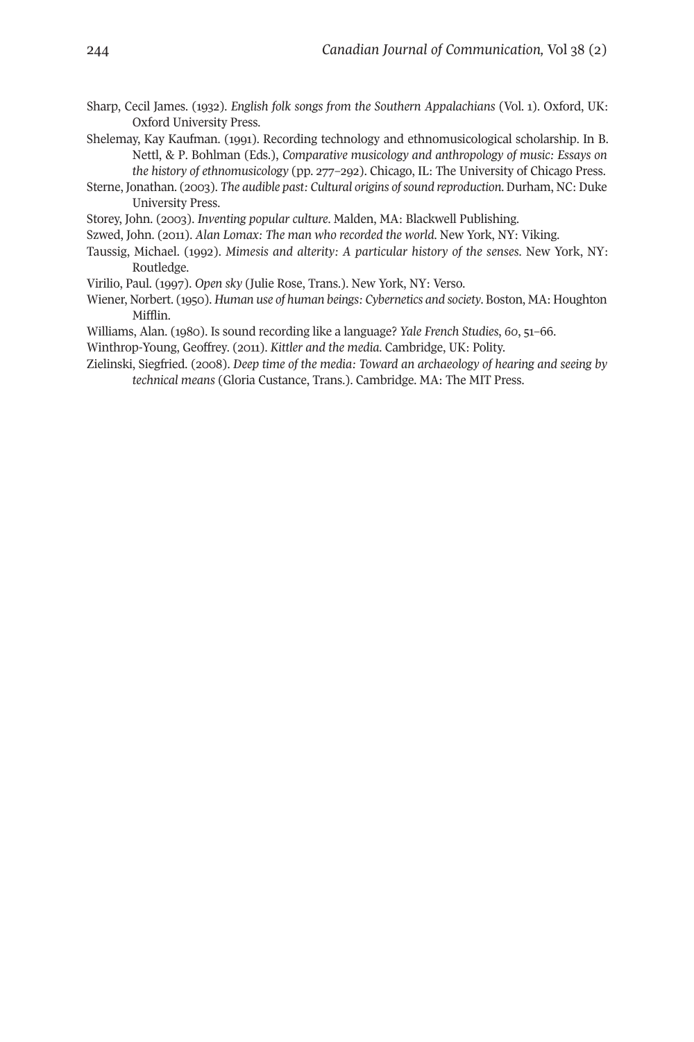Sharp, Cecil James. (1932). *English folk songs from the Southern Appalachians* (Vol. 1). Oxford, UK: Oxford University Press.

Shelemay, Kay Kaufman. (1991). Recording technology and ethnomusicological scholarship. In B. Nettl, & P. Bohlman (Eds.), *Comparative musicology and anthropology of music: Essays on the history of ethnomusicology* (pp. 277–292). Chicago, IL: The University of Chicago Press.

Sterne, Jonathan. (2003). *The audible past: Cultural origins of sound reproduction*. Durham, NC: Duke University Press.

Storey, John. (2003). *Inventing popular culture*. Malden, MA: Blackwell Publishing.

Szwed, John. (2011). *Alan Lomax: The man who recorded the world*. New York, NY: Viking.

Taussig, Michael. (1992). *Mimesis and alterity: A particular history of the senses*. New York, NY: Routledge.

Virilio, Paul. (1997). *Open sky* (Julie Rose, Trans.). New York, NY: Verso.

Wiener, Norbert. (1950). *Human use of human beings: Cybernetics and society*. Boston, MA: Houghton Mifflin.

Williams, Alan. (1980). Is sound recording like a language? *Yale French Studies*, *60*, 51–66.

Winthrop-Young, Geoffrey. (2011). *Kittler and the media*. Cambridge, UK: Polity.

Zielinski, Siegfried. (2008). *Deep time of the media: Toward an archaeology of hearing and seeing by technical means* (Gloria Custance, Trans.). Cambridge. MA: The MIT Press.